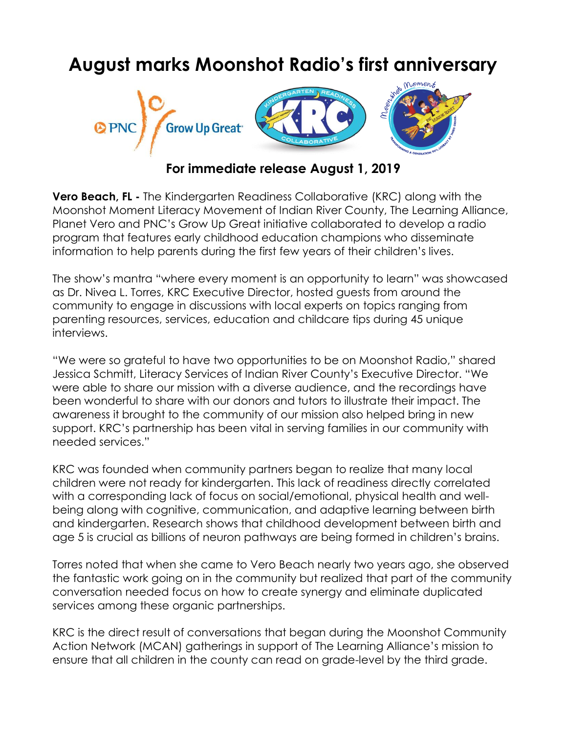# August marks Moonshot Radio's first anniversary

**For immediate release August 1, 2019**

**Vero Beach, FL -** The Kindergarten Readiness Collaborative (KRC) along with the Moonshot Moment Literacy Movement of Indian River County, The Learning Alliance, Planet Vero and PNC's Grow Up Great initiative collaborated to develop a radio program that features early childhood education champions who disseminate information to help parents during the first few years of their children's lives.

The show's mantra "where every moment is an opportunity to learn" was showcased as Dr. Nivea L. Torres, KRC Executive Director, hosted guests from around the community to engage in discussions with local experts on topics ranging from parenting resources, services, education and childcare tips during 45 unique interviews.

"We were so grateful to have two opportunities to be on Moonshot Radio," shared Jessica Schmitt, Literacy Services of Indian River County's Executive Director. "We were able to share our mission with a diverse audience, and the recordings have been wonderful to share with our donors and tutors to illustrate their impact. The awareness it brought to the community of our mission also helped bring in new support. KRC's partnership has been vital in serving families in our community with needed services."

KRC was founded when community partners began to realize that many local children were not ready for kindergarten. This lack of readiness directly correlated with a corresponding lack of focus on social/emotional, physical health and well-being along with cognitive, communication, and adaptive learning between birth and kindergarten. Research shows that childhood development between birth and age 5 is crucial as billions of neuron pathways are being formed in children's brains.

Torres noted that when she came to Vero Beach nearly two years ago, she observed the fantastic work going on in the community but realized that part of the community conversation needed focus on how to create synergy and eliminate duplicated services among these organic partnerships.

KRC is the direct result of conversations that began during the Moonshot Community Action Network (MCAN) gatherings in support of The Learning Alliance's mission to ensure that all children in the county can read on grade-level by the third grade.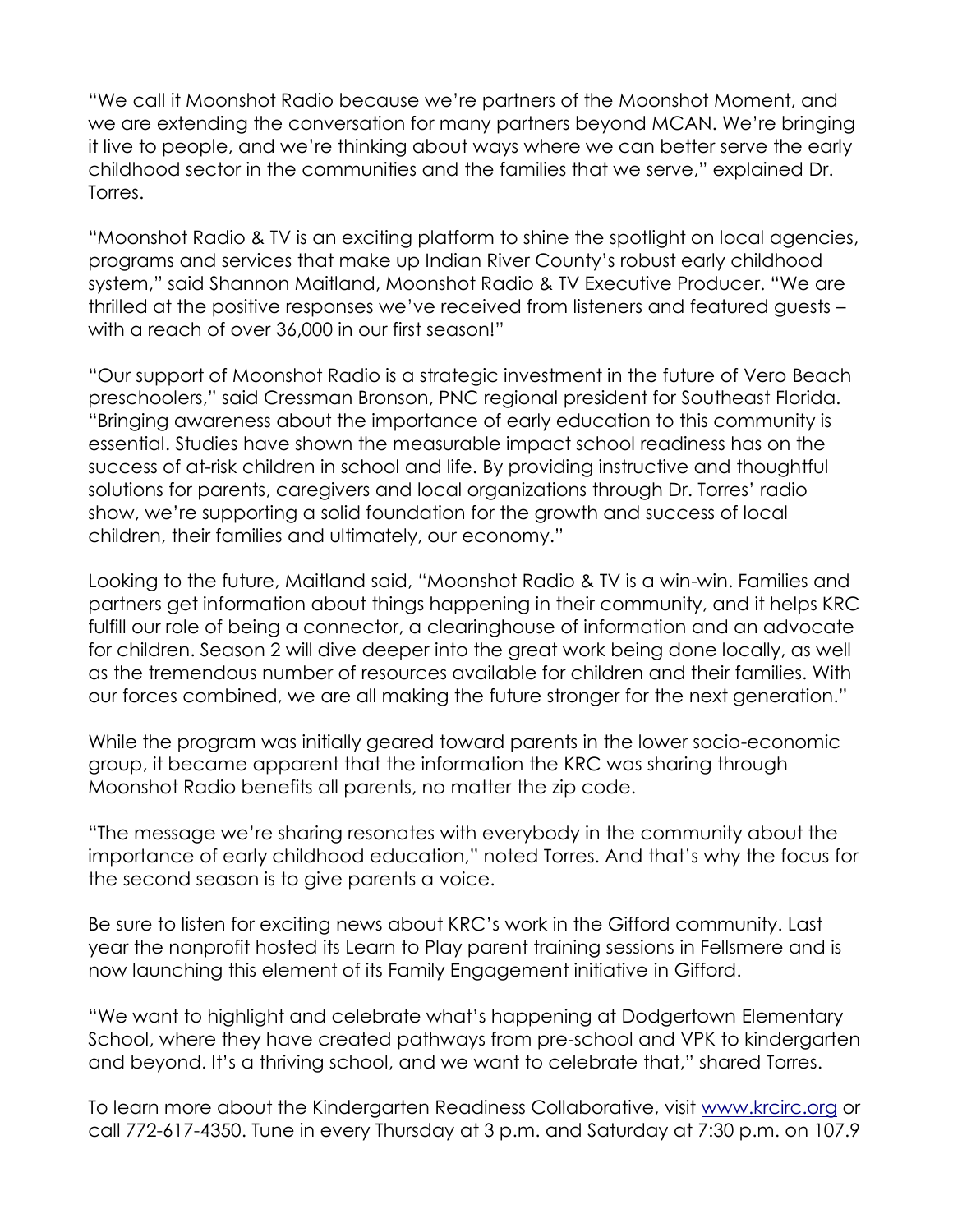"We call it Moonshot Radio because we're partners of the Moonshot Moment, and we are extending the conversation for many partners beyond MCAN. We're bringing it live to people, and we're thinking about ways where we can better serve the early childhood sector in the communities and the families that we serve," explained Dr. Torres.

"Moonshot Radio & TV is an exciting platform to shine the spotlight on local agencies, programs and services that make up Indian River County's robust early childhood system," said Shannon Maitland, Moonshot Radio & TV Executive Producer. "We are thrilled at the positive responses we've received from listeners and featured guests – with a reach of over 36,000 in our first season!"

"Our support of Moonshot Radio is a strategic investment in the future of Vero Beach preschoolers," said Cressman Bronson, PNC regional president for Southeast Florida. "Bringing awareness about the importance of early education to this community is essential. Studies have shown the measurable impact school readiness has on the success of at-risk children in school and life. By providing instructive and thoughtful solutions for parents, caregivers and local organizations through Dr. Torres' radio show, we're supporting a solid foundation for the growth and success of local children, their families and ultimately, our economy."

Looking to the future, Maitland said, "Moonshot Radio & TV is a win-win. Families and partners get information about things happening in their community, and it helps KRC fulfill our role of being a connector, a clearinghouse of information and an advocate for children. Season 2 will dive deeper into the great work being done locally, as well as the tremendous number of resources available for children and their families. With our forces combined, we are all making the future stronger for the next generation."

While the program was initially geared toward parents in the lower socio-economic group, it became apparent that the information the KRC was sharing through Moonshot Radio benefits all parents, no matter the zip code.

"The message we're sharing resonates with everybody in the community about the importance of early childhood education," noted Torres. And that's why the focus for the second season is to give parents a voice.

Be sure to listen for exciting news about KRC's work in the Gifford community. Last year the nonprofit hosted its Learn to Play parent training sessions in Fellsmere and is now launching this element of its Family Engagement initiative in Gifford.

"We want to highlight and celebrate what's happening at Dodgertown Elementary School, where they have created pathways from pre-school and VPK to kindergarten and beyond. It's a thriving school, and we want to celebrate that," shared Torres.

To learn more about the Kindergarten Readiness Collaborative, visit [www.krcirc.org](http://www.krcirc.org) or call 772-617-4350. Tune in every Thursday at 3 p.m. and Saturday at 7:30 p.m. on 107.9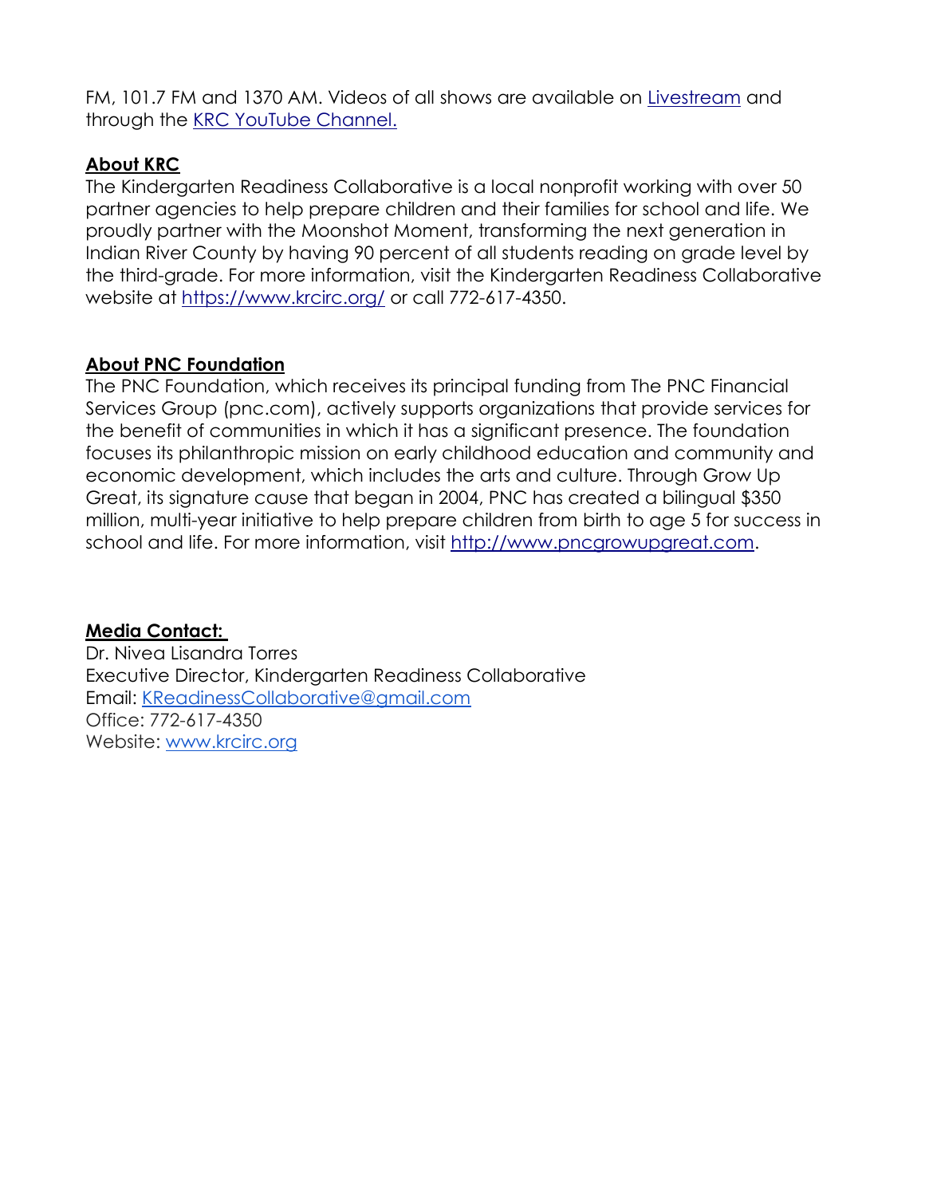FM, 101.7 FM and 1370 AM. Videos of all shows are available on [Livestream] and through the [KRC YouTube Channel.]

**About KRC**

The Kindergarten Readiness Collaborative is a local nonprofit working with over 50 partner agencies to help prepare children and their families for school and life. We proudly partner with the Moonshot Moment, transforming the next generation in Indian River County by having 90 percent of all students reading on grade level by the third-grade. For more information, visit the Kindergarten Readiness Collaborative website at https://www.krcirc.org/ or call 772-617-4350.

**About PNC Foundation**

The PNC Foundation, which receives its principal funding from The PNC Financial Services Group (pnc.com), actively supports organizations that provide services for the benefit of communities in which it has a significant presence. The foundation focuses its philanthropic mission on early childhood education and community and economic development, which includes the arts and culture. Through Grow Up Great, its signature cause that began in 2004, PNC has created a bilingual $350 million, multi-year initiative to help prepare children from birth to age 5 for success in school and life. For more information, visit http://www.pncgrowupgreat.com.

**Media Contact:**

Dr. Nivea Lisandra Torres
Executive Director, Kindergarten Readiness Collaborative
Email: KReadinessCollaborative@gmail.com
Office: 772-617-4350
Website: www.krcirc.org